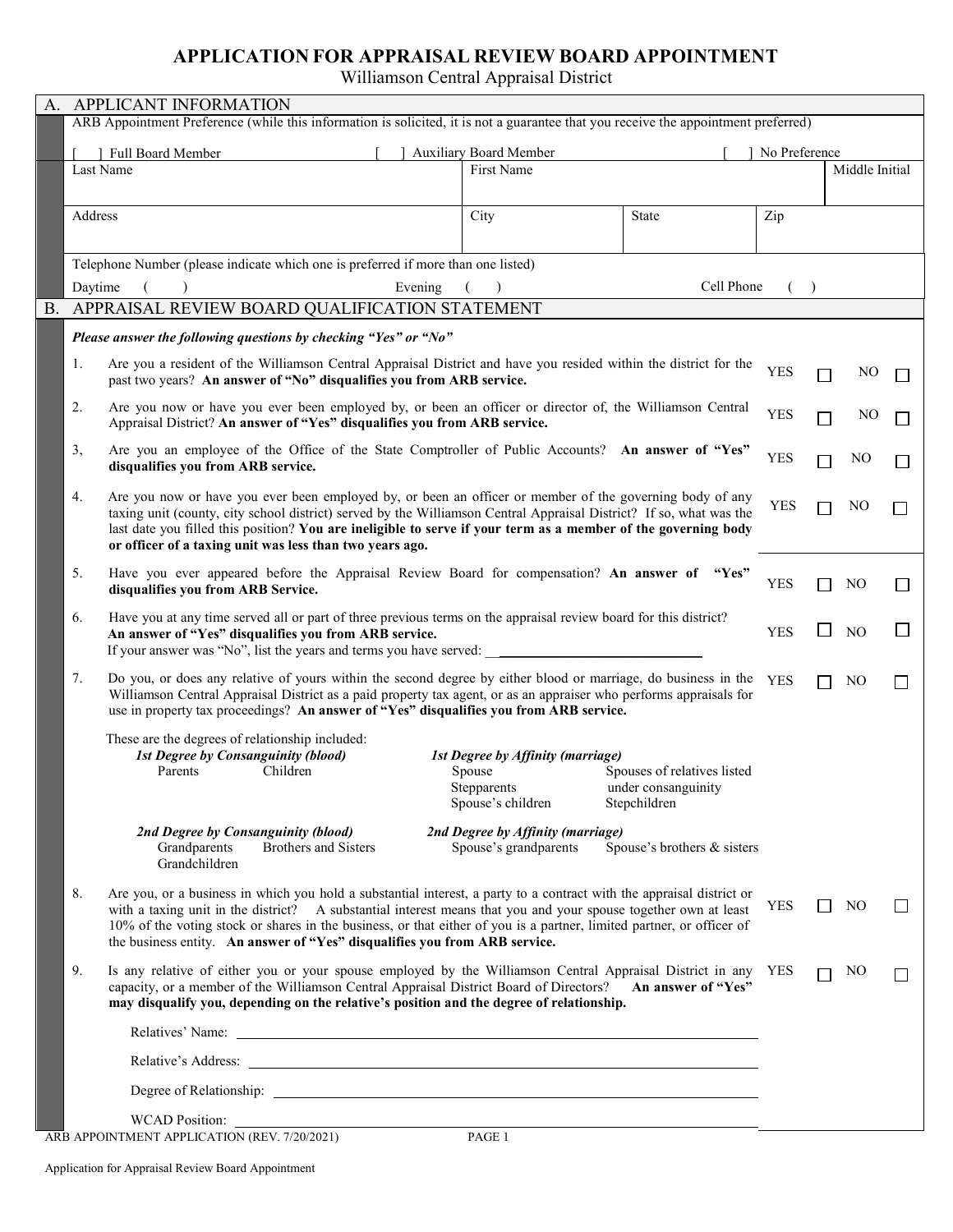# APPLICATION FOR APPRAISAL REVIEW BOARD APPOINTMENT

Williamson Central Appraisal District

## A. APPLICANT INFORMATION

ARB Appointment Preference (while this information is solicited, it is not a guarantee that you receive the appointment preferred)

[ ] Full Board Member [ ] Auxiliary Board Member [ ] No Preference

| Last Name | First Name | | | Middle Initial |
|---|---|---|---|---|
| | | | | |
| Address | City | State | Zip | |
| | | | | |

Telephone Number (please indicate which one is preferred if more than one listed)

Daytime ( ) Evening ( ) Cell Phone ( )

## B. APPRAISAL REVIEW BOARD QUALIFICATION STATEMENT

***Please answer the following questions by checking "Yes" or "No"***

1. Are you a resident of the Williamson Central Appraisal District and have you resided within the district for the past two years? **An answer of "No" disqualifies you from ARB service.** YES ☐ NO ☐

2. Are you now or have you ever been employed by, or been an officer or director of, the Williamson Central Appraisal District? **An answer of "Yes" disqualifies you from ARB service.** YES ☐ NO ☐

3, Are you an employee of the Office of the State Comptroller of Public Accounts? **An answer of "Yes" disqualifies you from ARB service.** YES ☐ NO ☐

4. Are you now or have you ever been employed by, or been an officer or member of the governing body of any taxing unit (county, city school district) served by the Williamson Central Appraisal District? If so, what was the last date you filled this position? **You are ineligible to serve if your term as a member of the governing body or officer of a taxing unit was less than two years ago.** YES ☐ NO ☐

5. Have you ever appeared before the Appraisal Review Board for compensation? **An answer of "Yes" disqualifies you from ARB Service.** YES ☐ NO ☐

6. Have you at any time served all or part of three previous terms on the appraisal review board for this district? **An answer of "Yes" disqualifies you from ARB service.** YES ☐ NO ☐
   If your answer was "No", list the years and terms you have served: ______________________________

7. Do you, or does any relative of yours within the second degree by either blood or marriage, do business in the Williamson Central Appraisal District as a paid property tax agent, or as an appraiser who performs appraisals for use in property tax proceedings? **An answer of "Yes" disqualifies you from ARB service.** YES ☐ NO ☐

   These are the degrees of relationship included:

   ***1st Degree by Consanguinity (blood)***
   Parents, Children

   ***1st Degree by Affinity (marriage)***
   Spouse, Stepparents, Spouse's children, Spouses of relatives listed under consanguinity, Stepchildren

   ***2nd Degree by Consanguinity (blood)***
   Grandparents, Brothers and Sisters, Grandchildren

   ***2nd Degree by Affinity (marriage)***
   Spouse's grandparents, Spouse's brothers & sisters

8. Are you, or a business in which you hold a substantial interest, a party to a contract with the appraisal district or with a taxing unit in the district? A substantial interest means that you and your spouse together own at least 10% of the voting stock or shares in the business, or that either of you is a partner, limited partner, or officer of the business entity. **An answer of "Yes" disqualifies you from ARB service.** YES ☐ NO ☐

9. Is any relative of either you or your spouse employed by the Williamson Central Appraisal District in any capacity, or a member of the Williamson Central Appraisal District Board of Directors? **An answer of "Yes" may disqualify you, depending on the relative's position and the degree of relationship.** YES ☐ NO ☐

   Relatives' Name: ______________________________

   Relative's Address: ______________________________

   Degree of Relationship: ______________________________

   WCAD Position: ______________________________

ARB APPOINTMENT APPLICATION (REV. 7/20/2021)

Application for Appraisal Review Board Appointment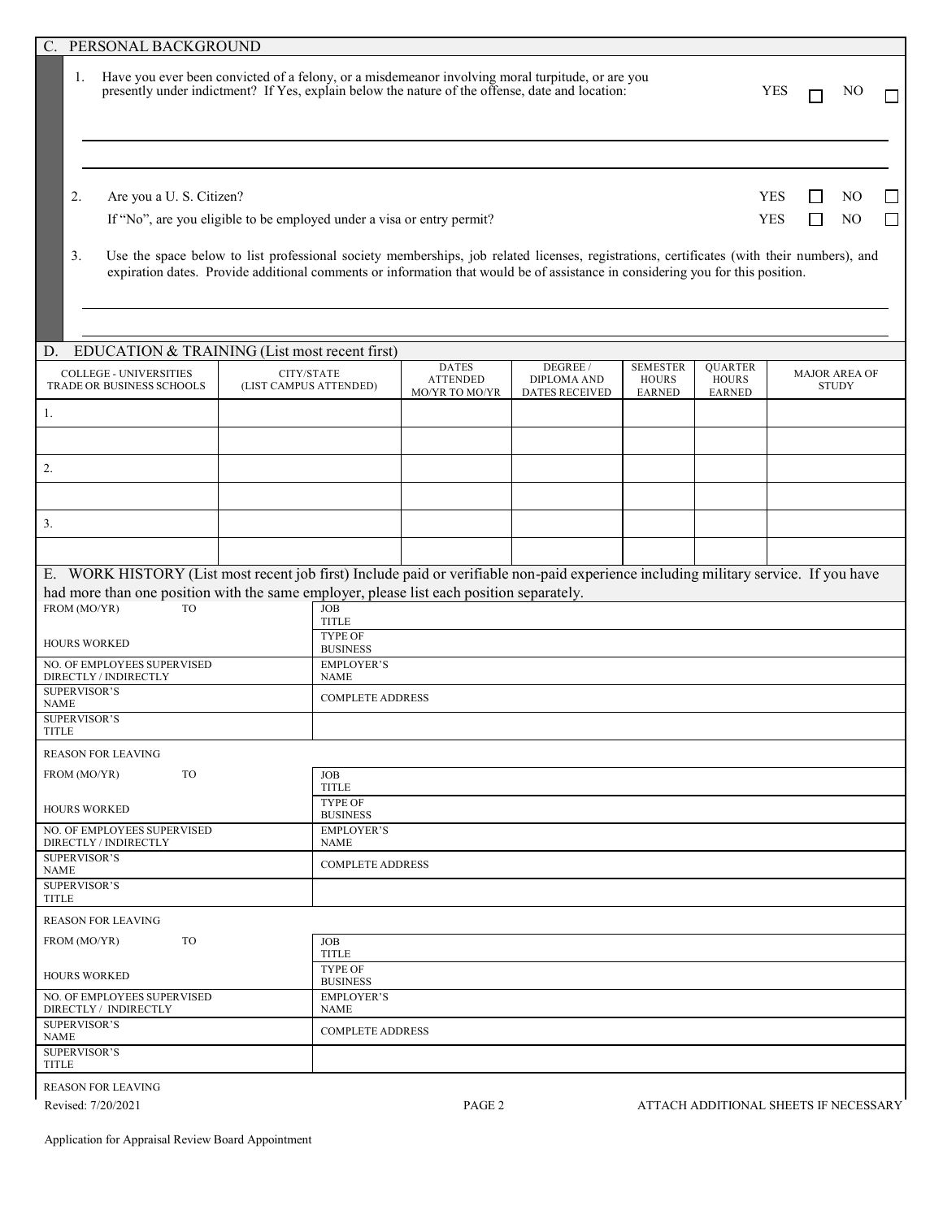## C. PERSONAL BACKGROUND

1. Have you ever been convicted of a felony, or a misdemeanor involving moral turpitude, or are you presently under indictment? If Yes, explain below the nature of the offense, date and location: YES ☐ NO ☐

2. Are you a U. S. Citizen? YES ☐ NO ☐

   If "No", are you eligible to be employed under a visa or entry permit? YES ☐ NO ☐

3. Use the space below to list professional society memberships, job related licenses, registrations, certificates (with their numbers), and expiration dates. Provide additional comments or information that would be of assistance in considering you for this position.

## D. EDUCATION & TRAINING (List most recent first)

| COLLEGE - UNIVERSITIES TRADE OR BUSINESS SCHOOLS | CITY/STATE (LIST CAMPUS ATTENDED) | DATES ATTENDED MO/YR TO MO/YR | DEGREE / DIPLOMA AND DATES RECEIVED | SEMESTER HOURS EARNED | QUARTER HOURS EARNED | MAJOR AREA OF STUDY |
|---|---|---|---|---|---|---|
| 1. | | | | | | |
| | | | | | | |
| 2. | | | | | | |
| | | | | | | |
| 3. | | | | | | |
| | | | | | | |

## E. WORK HISTORY (List most recent job first) Include paid or verifiable non-paid experience including military service. If you have had more than one position with the same employer, please list each position separately.

| | |
|---|---|
| FROM (MO/YR) TO | JOB TITLE |
| HOURS WORKED | TYPE OF BUSINESS |
| NO. OF EMPLOYEES SUPERVISED DIRECTLY / INDIRECTLY | EMPLOYER'S NAME |
| SUPERVISOR'S NAME | COMPLETE ADDRESS |
| SUPERVISOR'S TITLE | |
| REASON FOR LEAVING | |

| | |
|---|---|
| FROM (MO/YR) TO | JOB TITLE |
| HOURS WORKED | TYPE OF BUSINESS |
| NO. OF EMPLOYEES SUPERVISED DIRECTLY / INDIRECTLY | EMPLOYER'S NAME |
| SUPERVISOR'S NAME | COMPLETE ADDRESS |
| SUPERVISOR'S TITLE | |
| REASON FOR LEAVING | |

| | |
|---|---|
| FROM (MO/YR) TO | JOB TITLE |
| HOURS WORKED | TYPE OF BUSINESS |
| NO. OF EMPLOYEES SUPERVISED DIRECTLY / INDIRECTLY | EMPLOYER'S NAME |
| SUPERVISOR'S NAME | COMPLETE ADDRESS |
| SUPERVISOR'S TITLE | |
| REASON FOR LEAVING | |

ATTACH ADDITIONAL SHEETS IF NECESSARY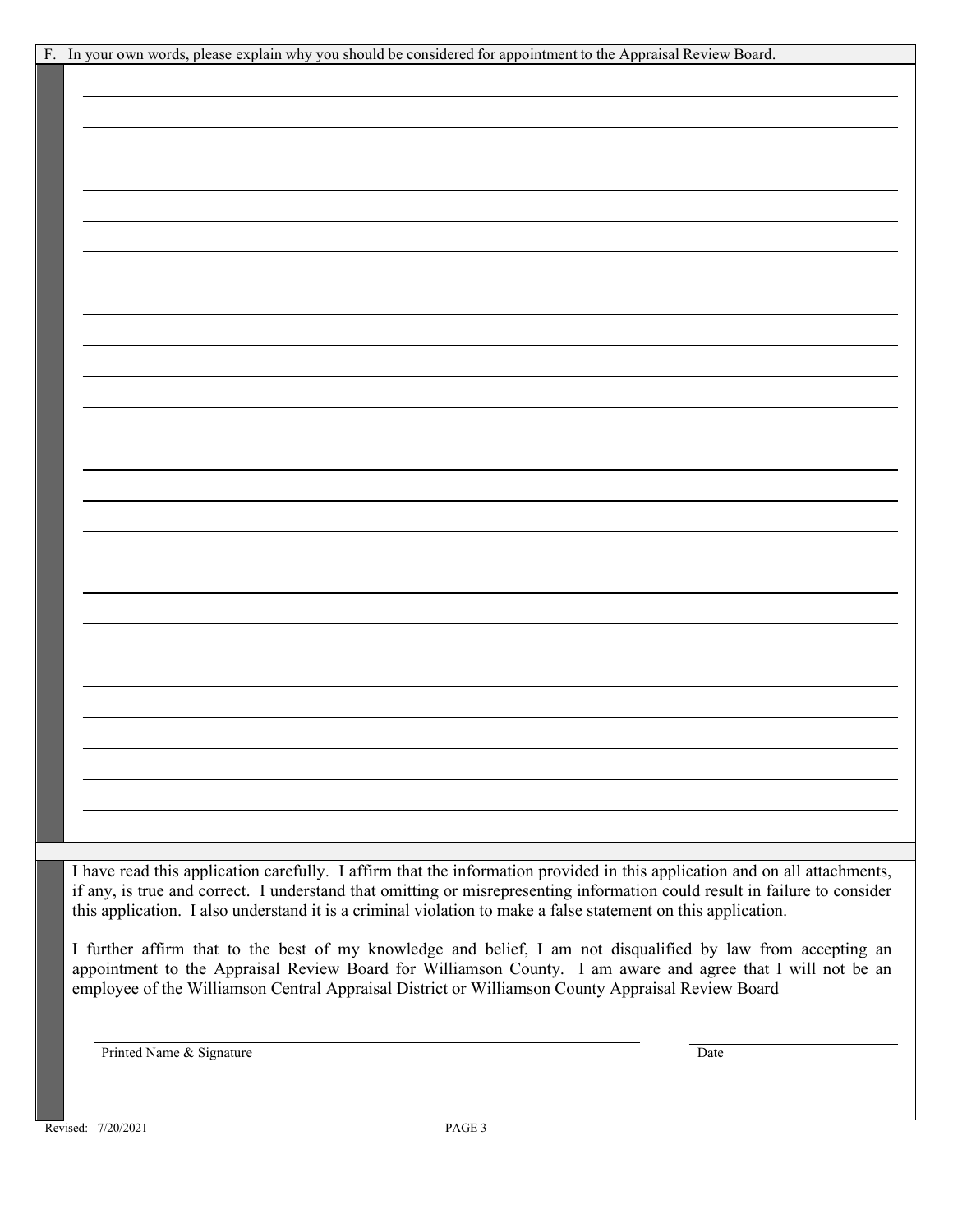F. In your own words, please explain why you should be considered for appointment to the Appraisal Review Board.

_______________________________________________________________________________

_______________________________________________________________________________

_______________________________________________________________________________

_______________________________________________________________________________

_______________________________________________________________________________

_______________________________________________________________________________

_______________________________________________________________________________

_______________________________________________________________________________

_______________________________________________________________________________

_______________________________________________________________________________

_______________________________________________________________________________

_______________________________________________________________________________

_______________________________________________________________________________

_______________________________________________________________________________

_______________________________________________________________________________

_______________________________________________________________________________

_______________________________________________________________________________

_______________________________________________________________________________

_______________________________________________________________________________

_______________________________________________________________________________

_______________________________________________________________________________

_______________________________________________________________________________

_______________________________________________________________________________

_______________________________________________________________________________

I have read this application carefully. I affirm that the information provided in this application and on all attachments, if any, is true and correct. I understand that omitting or misrepresenting information could result in failure to consider this application. I also understand it is a criminal violation to make a false statement on this application.

I further affirm that to the best of my knowledge and belief, I am not disqualified by law from accepting an appointment to the Appraisal Review Board for Williamson County. I am aware and agree that I will not be an employee of the Williamson Central Appraisal District or Williamson County Appraisal Review Board

_____________________________________________ Printed Name & Signature

_____________________ Date

Revised: 7/20/2021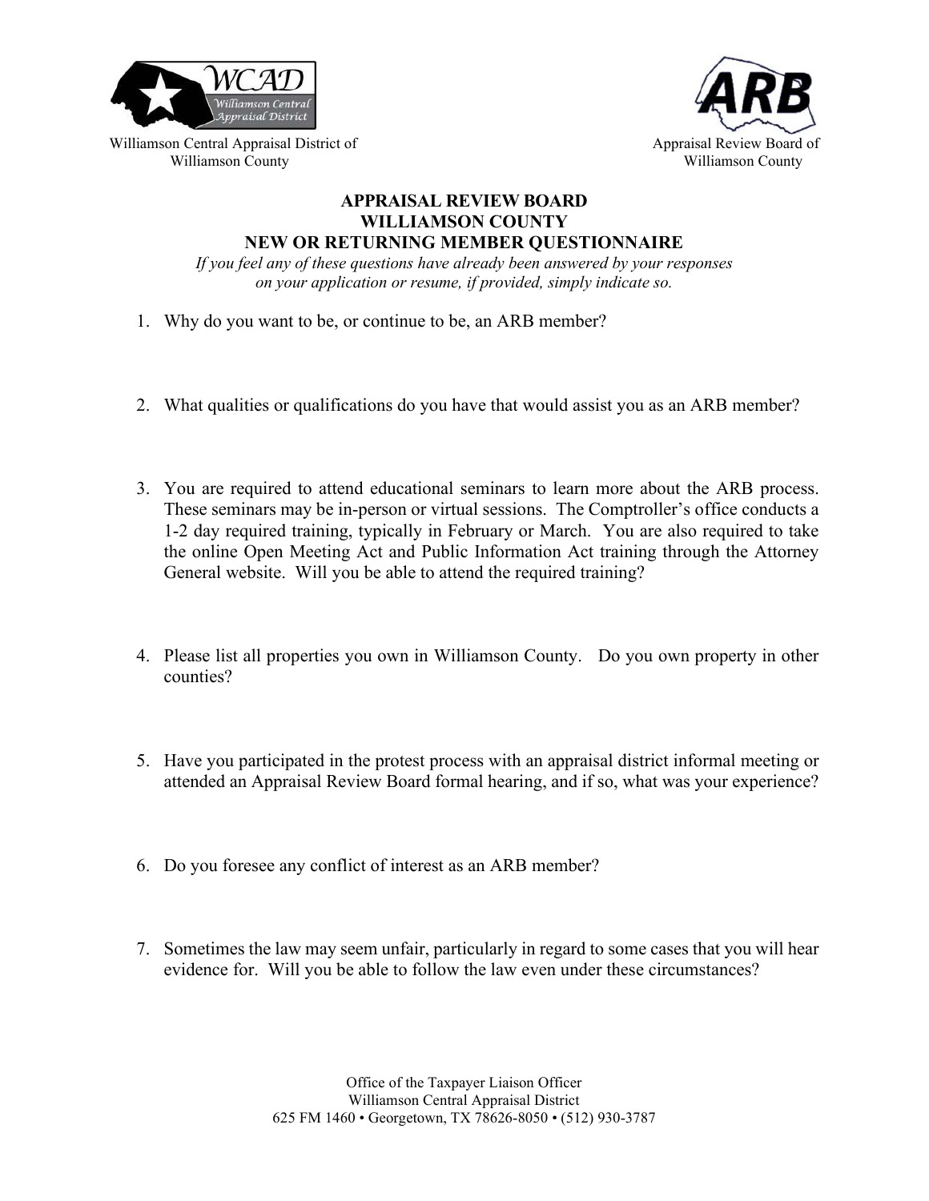Williamson Central Appraisal District of Williamson County

Appraisal Review Board of Williamson County

# APPRAISAL REVIEW BOARD
# WILLIAMSON COUNTY
# NEW OR RETURNING MEMBER QUESTIONNAIRE

*If you feel any of these questions have already been answered by your responses on your application or resume, if provided, simply indicate so.*

1. Why do you want to be, or continue to be, an ARB member?

2. What qualities or qualifications do you have that would assist you as an ARB member?

3. You are required to attend educational seminars to learn more about the ARB process. These seminars may be in-person or virtual sessions. The Comptroller's office conducts a 1-2 day required training, typically in February or March. You are also required to take the online Open Meeting Act and Public Information Act training through the Attorney General website. Will you be able to attend the required training?

4. Please list all properties you own in Williamson County. Do you own property in other counties?

5. Have you participated in the protest process with an appraisal district informal meeting or attended an Appraisal Review Board formal hearing, and if so, what was your experience?

6. Do you foresee any conflict of interest as an ARB member?

7. Sometimes the law may seem unfair, particularly in regard to some cases that you will hear evidence for. Will you be able to follow the law even under these circumstances?

Office of the Taxpayer Liaison Officer
Williamson Central Appraisal District
625 FM 1460 • Georgetown, TX 78626-8050 • (512) 930-3787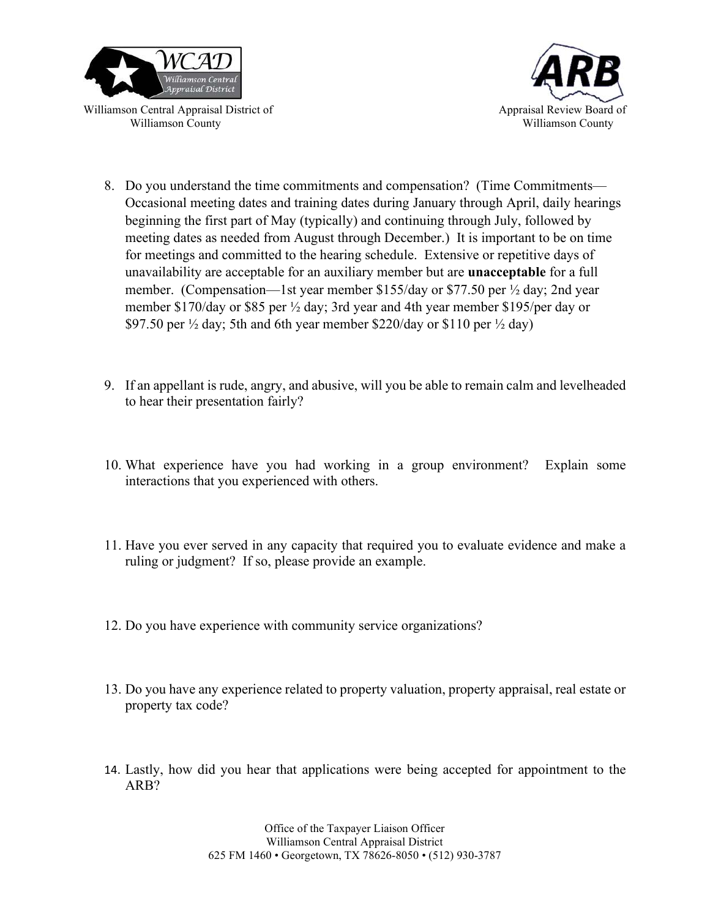Williamson Central Appraisal District of Williamson County

Appraisal Review Board of Williamson County

8. Do you understand the time commitments and compensation? (Time Commitments—Occasional meeting dates and training dates during January through April, daily hearings beginning the first part of May (typically) and continuing through July, followed by meeting dates as needed from August through December.) It is important to be on time for meetings and committed to the hearing schedule. Extensive or repetitive days of unavailability are acceptable for an auxiliary member but are **unacceptable** for a full member. (Compensation—1st year member $155/day or $77.50 per ½ day; 2nd year member $170/day or $85 per ½ day; 3rd year and 4th year member $195/per day or $97.50 per ½ day; 5th and 6th year member $220/day or $110 per ½ day)

9. If an appellant is rude, angry, and abusive, will you be able to remain calm and levelheaded to hear their presentation fairly?

10. What experience have you had working in a group environment? Explain some interactions that you experienced with others.

11. Have you ever served in any capacity that required you to evaluate evidence and make a ruling or judgment? If so, please provide an example.

12. Do you have experience with community service organizations?

13. Do you have any experience related to property valuation, property appraisal, real estate or property tax code?

14. Lastly, how did you hear that applications were being accepted for appointment to the ARB?

Office of the Taxpayer Liaison Officer
Williamson Central Appraisal District
625 FM 1460 • Georgetown, TX 78626-8050 • (512) 930-3787